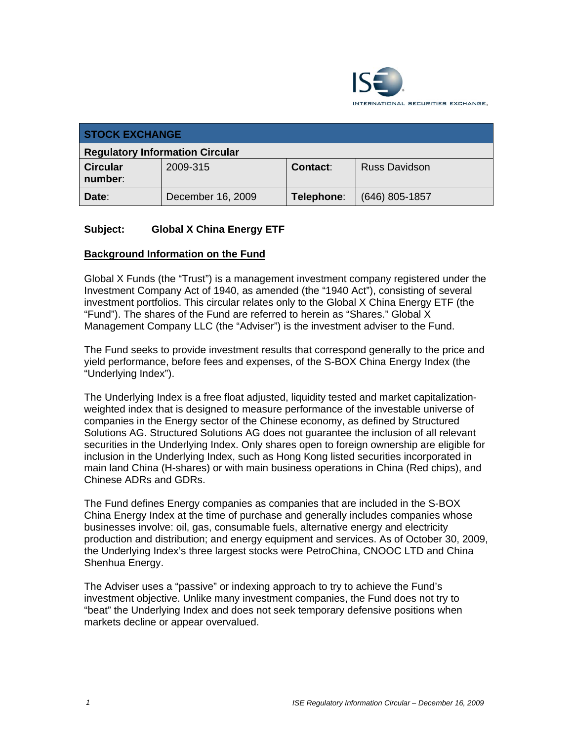INTERNATIONAL SECURITIES EXCHANGE.

| STOCK EXCHANGE | | | |
|---|---|---|---|
| **Regulatory Information Circular** | | | |
| **Circular number**: | 2009-315 | **Contact**: | Russ Davidson |
| **Date**: | December 16, 2009 | **Telephone**: | (646) 805-1857 |

**Subject: Global X China Energy ETF**

## Background Information on the Fund

Global X Funds (the "Trust") is a management investment company registered under the Investment Company Act of 1940, as amended (the "1940 Act"), consisting of several investment portfolios. This circular relates only to the Global X China Energy ETF (the "Fund"). The shares of the Fund are referred to herein as "Shares." Global X Management Company LLC (the "Adviser") is the investment adviser to the Fund.

The Fund seeks to provide investment results that correspond generally to the price and yield performance, before fees and expenses, of the S-BOX China Energy Index (the "Underlying Index").

The Underlying Index is a free float adjusted, liquidity tested and market capitalization-weighted index that is designed to measure performance of the investable universe of companies in the Energy sector of the Chinese economy, as defined by Structured Solutions AG. Structured Solutions AG does not guarantee the inclusion of all relevant securities in the Underlying Index. Only shares open to foreign ownership are eligible for inclusion in the Underlying Index, such as Hong Kong listed securities incorporated in main land China (H-shares) or with main business operations in China (Red chips), and Chinese ADRs and GDRs.

The Fund defines Energy companies as companies that are included in the S-BOX China Energy Index at the time of purchase and generally includes companies whose businesses involve: oil, gas, consumable fuels, alternative energy and electricity production and distribution; and energy equipment and services. As of October 30, 2009, the Underlying Index's three largest stocks were PetroChina, CNOOC LTD and China Shenhua Energy.

The Adviser uses a "passive" or indexing approach to try to achieve the Fund's investment objective. Unlike many investment companies, the Fund does not try to "beat" the Underlying Index and does not seek temporary defensive positions when markets decline or appear overvalued.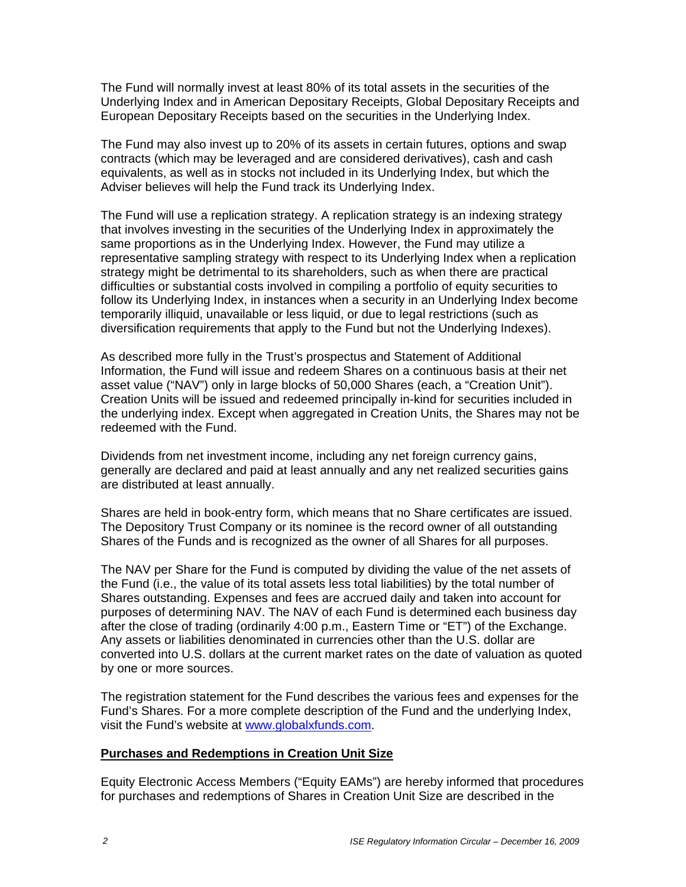The Fund will normally invest at least 80% of its total assets in the securities of the Underlying Index and in American Depositary Receipts, Global Depositary Receipts and European Depositary Receipts based on the securities in the Underlying Index.

The Fund may also invest up to 20% of its assets in certain futures, options and swap contracts (which may be leveraged and are considered derivatives), cash and cash equivalents, as well as in stocks not included in its Underlying Index, but which the Adviser believes will help the Fund track its Underlying Index.

The Fund will use a replication strategy. A replication strategy is an indexing strategy that involves investing in the securities of the Underlying Index in approximately the same proportions as in the Underlying Index. However, the Fund may utilize a representative sampling strategy with respect to its Underlying Index when a replication strategy might be detrimental to its shareholders, such as when there are practical difficulties or substantial costs involved in compiling a portfolio of equity securities to follow its Underlying Index, in instances when a security in an Underlying Index become temporarily illiquid, unavailable or less liquid, or due to legal restrictions (such as diversification requirements that apply to the Fund but not the Underlying Indexes).

As described more fully in the Trust's prospectus and Statement of Additional Information, the Fund will issue and redeem Shares on a continuous basis at their net asset value ("NAV") only in large blocks of 50,000 Shares (each, a "Creation Unit"). Creation Units will be issued and redeemed principally in-kind for securities included in the underlying index. Except when aggregated in Creation Units, the Shares may not be redeemed with the Fund.

Dividends from net investment income, including any net foreign currency gains, generally are declared and paid at least annually and any net realized securities gains are distributed at least annually.

Shares are held in book-entry form, which means that no Share certificates are issued. The Depository Trust Company or its nominee is the record owner of all outstanding Shares of the Funds and is recognized as the owner of all Shares for all purposes.

The NAV per Share for the Fund is computed by dividing the value of the net assets of the Fund (i.e., the value of its total assets less total liabilities) by the total number of Shares outstanding. Expenses and fees are accrued daily and taken into account for purposes of determining NAV. The NAV of each Fund is determined each business day after the close of trading (ordinarily 4:00 p.m., Eastern Time or "ET") of the Exchange. Any assets or liabilities denominated in currencies other than the U.S. dollar are converted into U.S. dollars at the current market rates on the date of valuation as quoted by one or more sources.

The registration statement for the Fund describes the various fees and expenses for the Fund's Shares. For a more complete description of the Fund and the underlying Index, visit the Fund's website at www.globalxfunds.com.

## Purchases and Redemptions in Creation Unit Size

Equity Electronic Access Members ("Equity EAMs") are hereby informed that procedures for purchases and redemptions of Shares in Creation Unit Size are described in the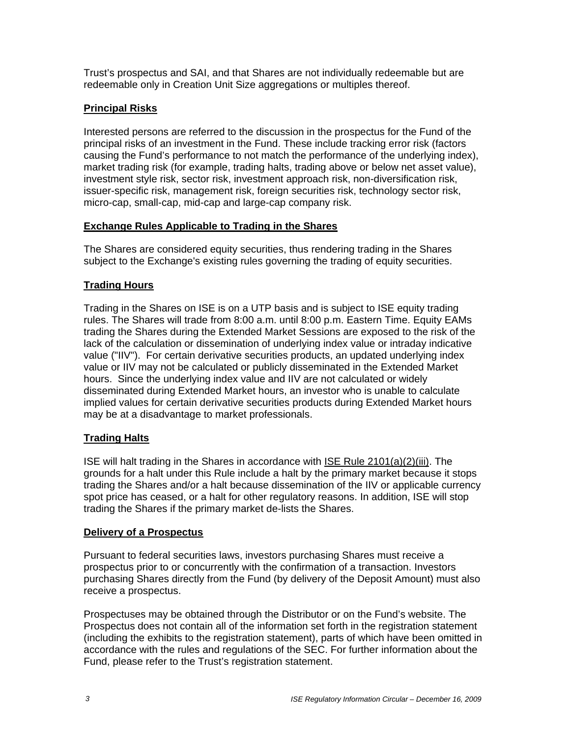Trust's prospectus and SAI, and that Shares are not individually redeemable but are redeemable only in Creation Unit Size aggregations or multiples thereof.

## Principal Risks

Interested persons are referred to the discussion in the prospectus for the Fund of the principal risks of an investment in the Fund. These include tracking error risk (factors causing the Fund's performance to not match the performance of the underlying index), market trading risk (for example, trading halts, trading above or below net asset value), investment style risk, sector risk, investment approach risk, non-diversification risk, issuer-specific risk, management risk, foreign securities risk, technology sector risk, micro-cap, small-cap, mid-cap and large-cap company risk.

## Exchange Rules Applicable to Trading in the Shares

The Shares are considered equity securities, thus rendering trading in the Shares subject to the Exchange's existing rules governing the trading of equity securities.

## Trading Hours

Trading in the Shares on ISE is on a UTP basis and is subject to ISE equity trading rules. The Shares will trade from 8:00 a.m. until 8:00 p.m. Eastern Time. Equity EAMs trading the Shares during the Extended Market Sessions are exposed to the risk of the lack of the calculation or dissemination of underlying index value or intraday indicative value ("IIV"). For certain derivative securities products, an updated underlying index value or IIV may not be calculated or publicly disseminated in the Extended Market hours. Since the underlying index value and IIV are not calculated or widely disseminated during Extended Market hours, an investor who is unable to calculate implied values for certain derivative securities products during Extended Market hours may be at a disadvantage to market professionals.

## Trading Halts

ISE will halt trading in the Shares in accordance with ISE Rule 2101(a)(2)(iii). The grounds for a halt under this Rule include a halt by the primary market because it stops trading the Shares and/or a halt because dissemination of the IIV or applicable currency spot price has ceased, or a halt for other regulatory reasons. In addition, ISE will stop trading the Shares if the primary market de-lists the Shares.

## Delivery of a Prospectus

Pursuant to federal securities laws, investors purchasing Shares must receive a prospectus prior to or concurrently with the confirmation of a transaction. Investors purchasing Shares directly from the Fund (by delivery of the Deposit Amount) must also receive a prospectus.

Prospectuses may be obtained through the Distributor or on the Fund's website. The Prospectus does not contain all of the information set forth in the registration statement (including the exhibits to the registration statement), parts of which have been omitted in accordance with the rules and regulations of the SEC. For further information about the Fund, please refer to the Trust's registration statement.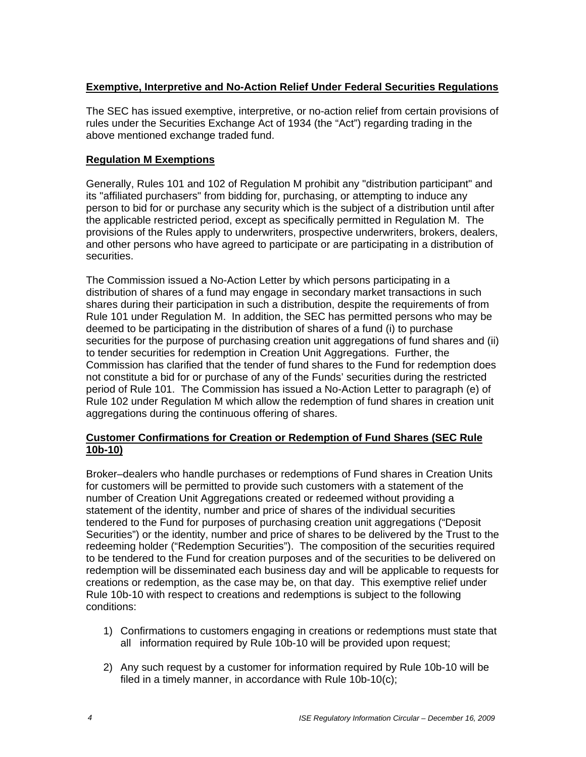**Exemptive, Interpretive and No-Action Relief Under Federal Securities Regulations**

The SEC has issued exemptive, interpretive, or no-action relief from certain provisions of rules under the Securities Exchange Act of 1934 (the "Act") regarding trading in the above mentioned exchange traded fund.

**Regulation M Exemptions**

Generally, Rules 101 and 102 of Regulation M prohibit any "distribution participant" and its "affiliated purchasers" from bidding for, purchasing, or attempting to induce any person to bid for or purchase any security which is the subject of a distribution until after the applicable restricted period, except as specifically permitted in Regulation M. The provisions of the Rules apply to underwriters, prospective underwriters, brokers, dealers, and other persons who have agreed to participate or are participating in a distribution of securities.

The Commission issued a No-Action Letter by which persons participating in a distribution of shares of a fund may engage in secondary market transactions in such shares during their participation in such a distribution, despite the requirements of from Rule 101 under Regulation M. In addition, the SEC has permitted persons who may be deemed to be participating in the distribution of shares of a fund (i) to purchase securities for the purpose of purchasing creation unit aggregations of fund shares and (ii) to tender securities for redemption in Creation Unit Aggregations. Further, the Commission has clarified that the tender of fund shares to the Fund for redemption does not constitute a bid for or purchase of any of the Funds' securities during the restricted period of Rule 101. The Commission has issued a No-Action Letter to paragraph (e) of Rule 102 under Regulation M which allow the redemption of fund shares in creation unit aggregations during the continuous offering of shares.

**Customer Confirmations for Creation or Redemption of Fund Shares (SEC Rule 10b-10)**

Broker–dealers who handle purchases or redemptions of Fund shares in Creation Units for customers will be permitted to provide such customers with a statement of the number of Creation Unit Aggregations created or redeemed without providing a statement of the identity, number and price of shares of the individual securities tendered to the Fund for purposes of purchasing creation unit aggregations ("Deposit Securities") or the identity, number and price of shares to be delivered by the Trust to the redeeming holder ("Redemption Securities"). The composition of the securities required to be tendered to the Fund for creation purposes and of the securities to be delivered on redemption will be disseminated each business day and will be applicable to requests for creations or redemption, as the case may be, on that day. This exemptive relief under Rule 10b-10 with respect to creations and redemptions is subject to the following conditions:

1) Confirmations to customers engaging in creations or redemptions must state that all information required by Rule 10b-10 will be provided upon request;

2) Any such request by a customer for information required by Rule 10b-10 will be filed in a timely manner, in accordance with Rule 10b-10(c);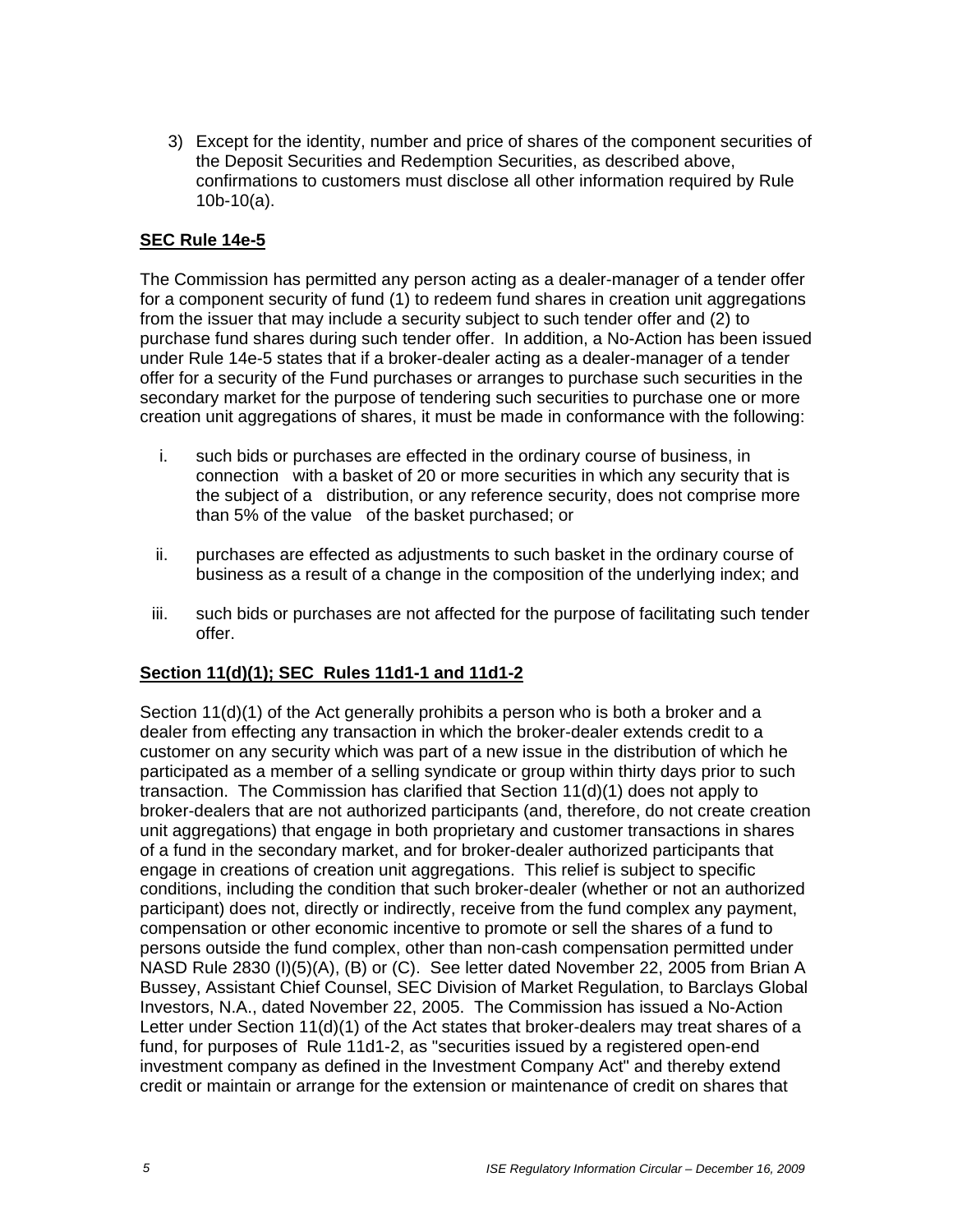3) Except for the identity, number and price of shares of the component securities of the Deposit Securities and Redemption Securities, as described above, confirmations to customers must disclose all other information required by Rule 10b-10(a).

**SEC Rule 14e-5**

The Commission has permitted any person acting as a dealer-manager of a tender offer for a component security of fund (1) to redeem fund shares in creation unit aggregations from the issuer that may include a security subject to such tender offer and (2) to purchase fund shares during such tender offer. In addition, a No-Action has been issued under Rule 14e-5 states that if a broker-dealer acting as a dealer-manager of a tender offer for a security of the Fund purchases or arranges to purchase such securities in the secondary market for the purpose of tendering such securities to purchase one or more creation unit aggregations of shares, it must be made in conformance with the following:

i. such bids or purchases are effected in the ordinary course of business, in connection with a basket of 20 or more securities in which any security that is the subject of a distribution, or any reference security, does not comprise more than 5% of the value of the basket purchased; or

ii. purchases are effected as adjustments to such basket in the ordinary course of business as a result of a change in the composition of the underlying index; and

iii. such bids or purchases are not affected for the purpose of facilitating such tender offer.

**Section 11(d)(1); SEC Rules 11d1-1 and 11d1-2**

Section 11(d)(1) of the Act generally prohibits a person who is both a broker and a dealer from effecting any transaction in which the broker-dealer extends credit to a customer on any security which was part of a new issue in the distribution of which he participated as a member of a selling syndicate or group within thirty days prior to such transaction. The Commission has clarified that Section 11(d)(1) does not apply to broker-dealers that are not authorized participants (and, therefore, do not create creation unit aggregations) that engage in both proprietary and customer transactions in shares of a fund in the secondary market, and for broker-dealer authorized participants that engage in creations of creation unit aggregations. This relief is subject to specific conditions, including the condition that such broker-dealer (whether or not an authorized participant) does not, directly or indirectly, receive from the fund complex any payment, compensation or other economic incentive to promote or sell the shares of a fund to persons outside the fund complex, other than non-cash compensation permitted under NASD Rule 2830 (I)(5)(A), (B) or (C). See letter dated November 22, 2005 from Brian A Bussey, Assistant Chief Counsel, SEC Division of Market Regulation, to Barclays Global Investors, N.A., dated November 22, 2005. The Commission has issued a No-Action Letter under Section 11(d)(1) of the Act states that broker-dealers may treat shares of a fund, for purposes of Rule 11d1-2, as "securities issued by a registered open-end investment company as defined in the Investment Company Act" and thereby extend credit or maintain or arrange for the extension or maintenance of credit on shares that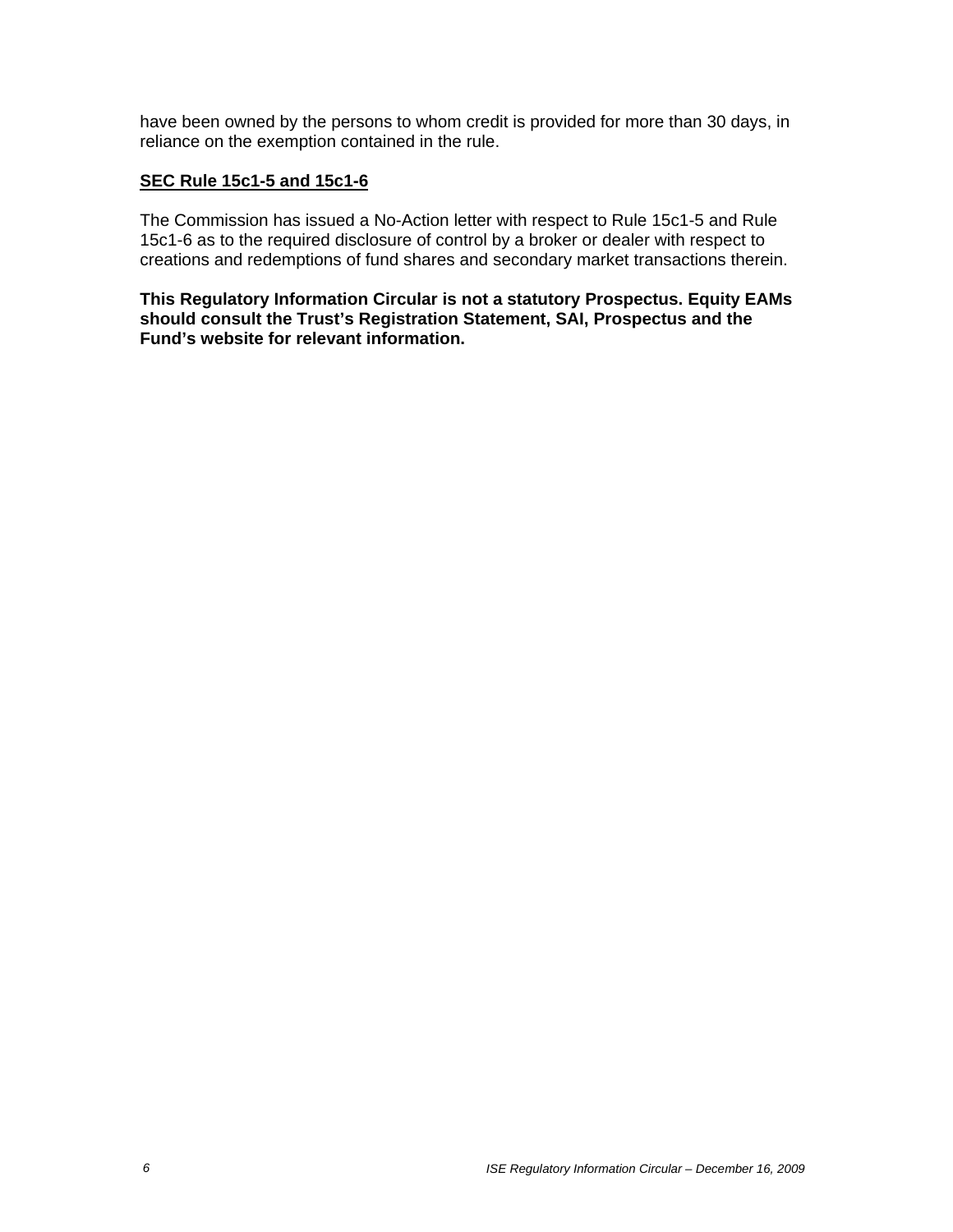have been owned by the persons to whom credit is provided for more than 30 days, in reliance on the exemption contained in the rule.

**SEC Rule 15c1-5 and 15c1-6**

The Commission has issued a No-Action letter with respect to Rule 15c1-5 and Rule 15c1-6 as to the required disclosure of control by a broker or dealer with respect to creations and redemptions of fund shares and secondary market transactions therein.

**This Regulatory Information Circular is not a statutory Prospectus. Equity EAMs should consult the Trust's Registration Statement, SAI, Prospectus and the Fund's website for relevant information.**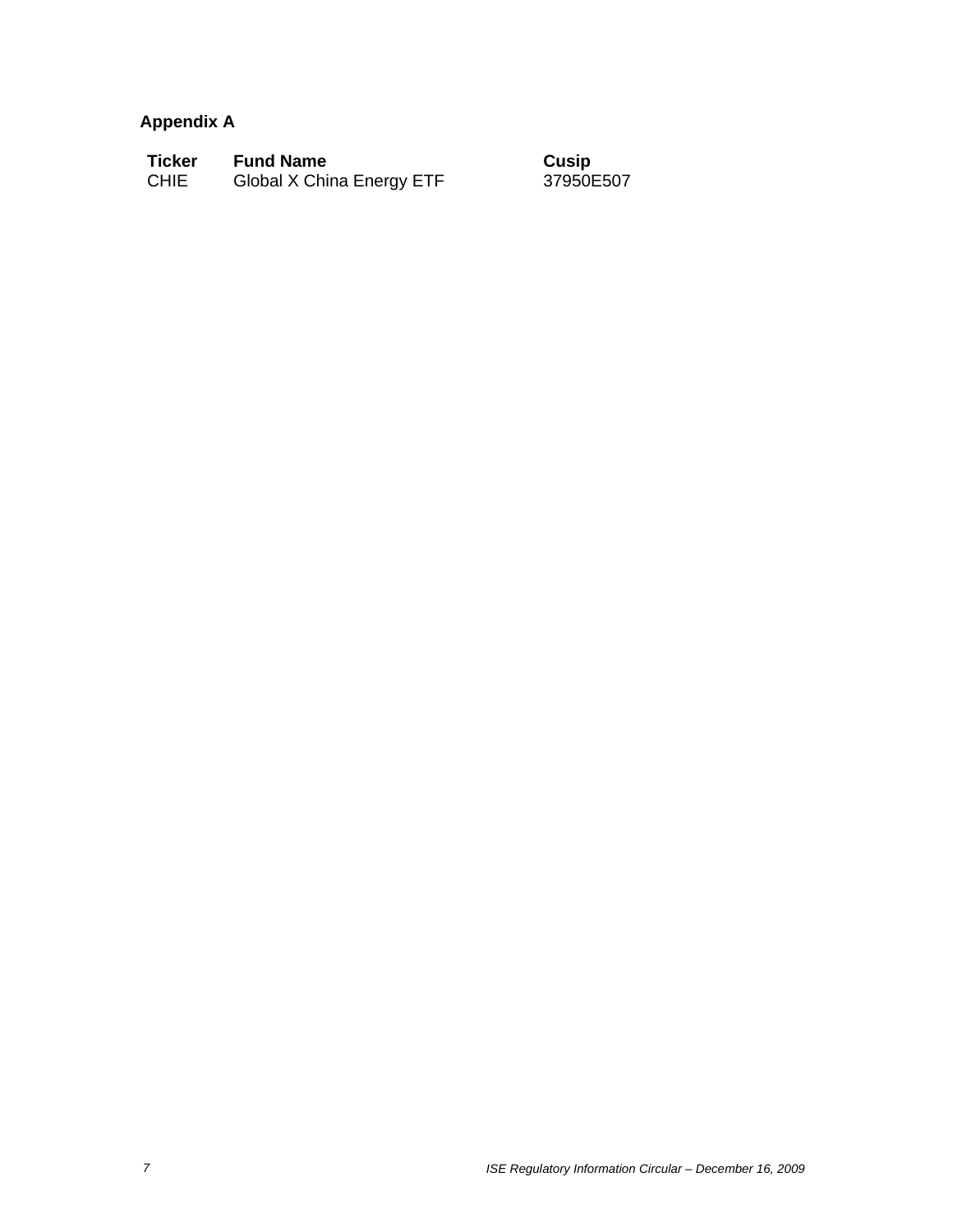## Appendix A

| Ticker | Fund Name | Cusip |
| --- | --- | --- |
| CHIE | Global X China Energy ETF | 37950E507 |